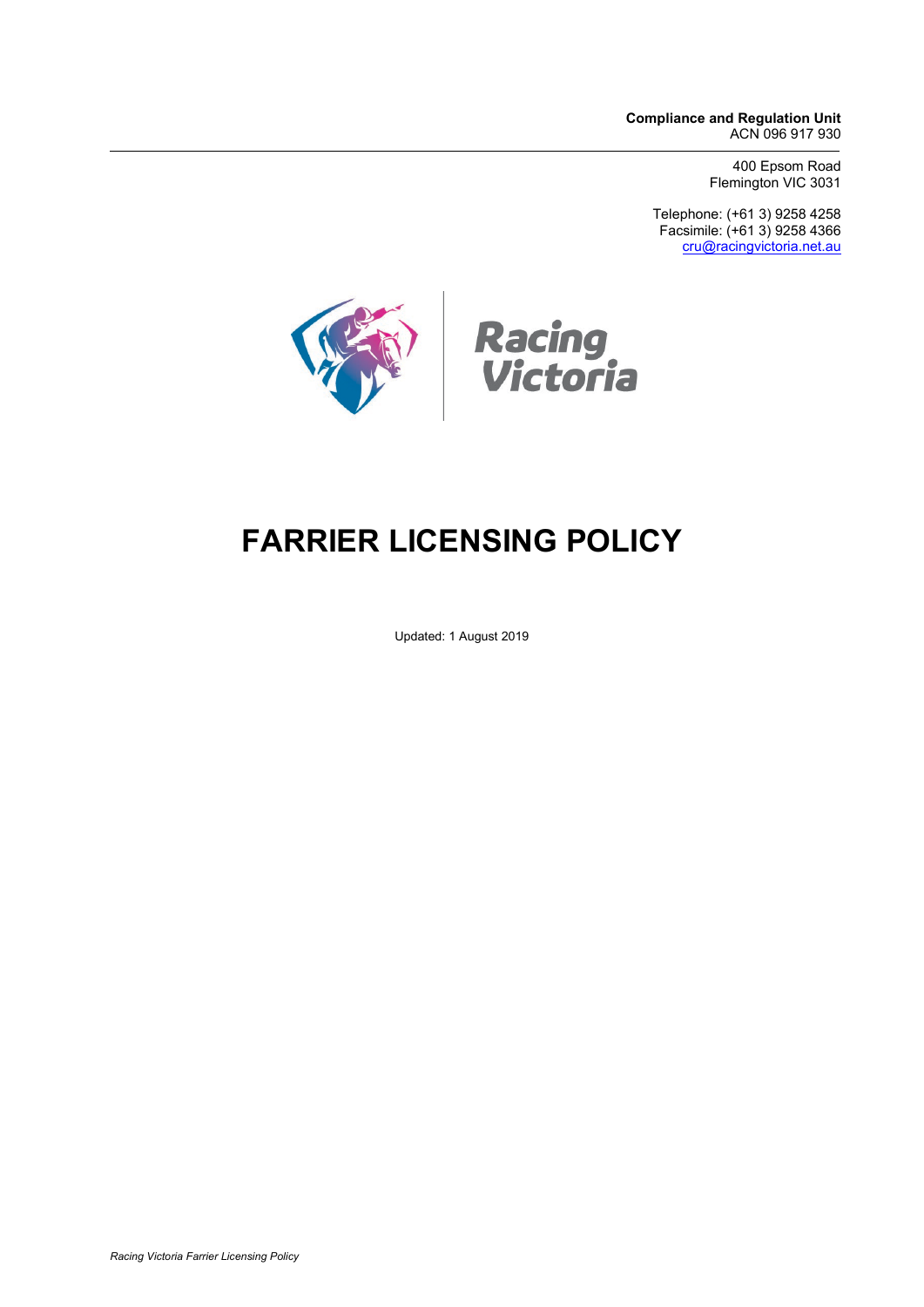**Compliance and Regulation Unit**
ACN 096 917 930

400 Epsom Road
Flemington VIC 3031

Telephone: (+61 3) 9258 4258
Facsimile: (+61 3) 9258 4366
cru@racingvictoria.net.au

Racing Victoria

# FARRIER LICENSING POLICY

Updated: 1 August 2019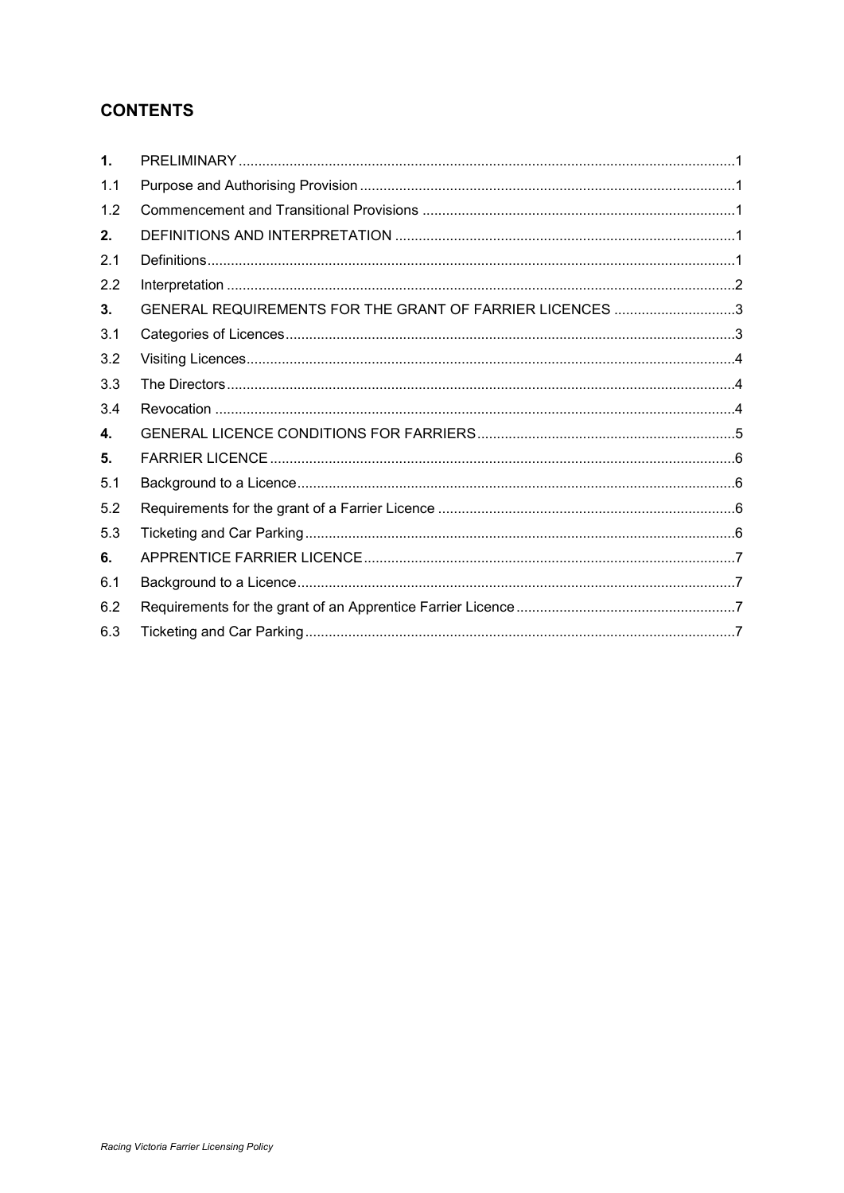## CONTENTS

| | | |
|---|---|---|
| **1.** | PRELIMINARY | 1 |
| 1.1 | Purpose and Authorising Provision | 1 |
| 1.2 | Commencement and Transitional Provisions | 1 |
| **2.** | DEFINITIONS AND INTERPRETATION | 1 |
| 2.1 | Definitions | 1 |
| 2.2 | Interpretation | 2 |
| **3.** | GENERAL REQUIREMENTS FOR THE GRANT OF FARRIER LICENCES | 3 |
| 3.1 | Categories of Licences | 3 |
| 3.2 | Visiting Licences | 4 |
| 3.3 | The Directors | 4 |
| 3.4 | Revocation | 4 |
| **4.** | GENERAL LICENCE CONDITIONS FOR FARRIERS | 5 |
| **5.** | FARRIER LICENCE | 6 |
| 5.1 | Background to a Licence | 6 |
| 5.2 | Requirements for the grant of a Farrier Licence | 6 |
| 5.3 | Ticketing and Car Parking | 6 |
| **6.** | APPRENTICE FARRIER LICENCE | 7 |
| 6.1 | Background to a Licence | 7 |
| 6.2 | Requirements for the grant of an Apprentice Farrier Licence | 7 |
| 6.3 | Ticketing and Car Parking | 7 |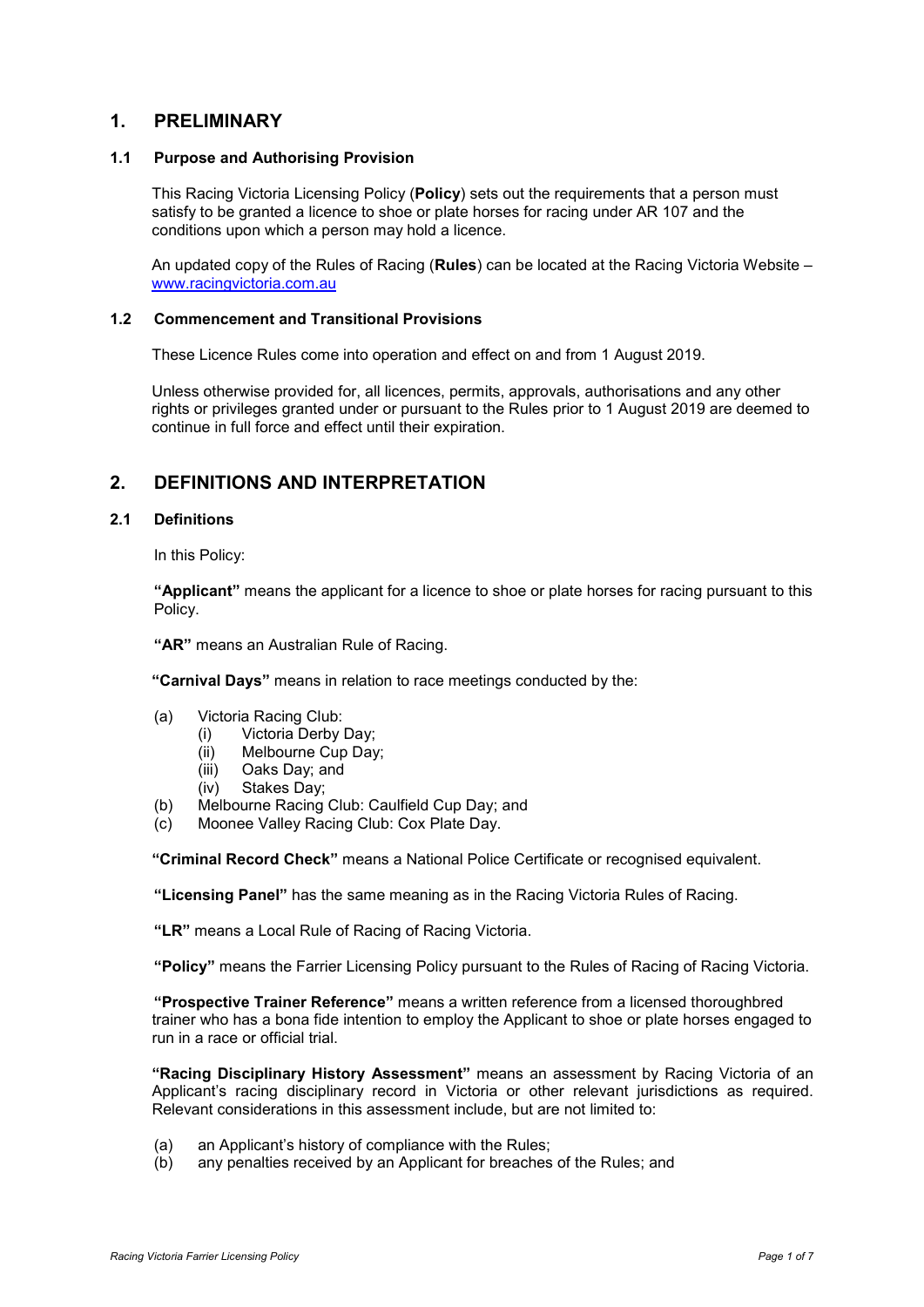## 1. PRELIMINARY

### 1.1 Purpose and Authorising Provision

This Racing Victoria Licensing Policy (**Policy**) sets out the requirements that a person must satisfy to be granted a licence to shoe or plate horses for racing under AR 107 and the conditions upon which a person may hold a licence.

An updated copy of the Rules of Racing (**Rules**) can be located at the Racing Victoria Website – www.racingvictoria.com.au

### 1.2 Commencement and Transitional Provisions

These Licence Rules come into operation and effect on and from 1 August 2019.

Unless otherwise provided for, all licences, permits, approvals, authorisations and any other rights or privileges granted under or pursuant to the Rules prior to 1 August 2019 are deemed to continue in full force and effect until their expiration.

## 2. DEFINITIONS AND INTERPRETATION

### 2.1 Definitions

In this Policy:

**"Applicant"** means the applicant for a licence to shoe or plate horses for racing pursuant to this Policy.

**"AR"** means an Australian Rule of Racing.

**"Carnival Days"** means in relation to race meetings conducted by the:

- (a) Victoria Racing Club:
  - (i) Victoria Derby Day;
  - (ii) Melbourne Cup Day;
  - (iii) Oaks Day; and
  - (iv) Stakes Day;
- (b) Melbourne Racing Club: Caulfield Cup Day; and
- (c) Moonee Valley Racing Club: Cox Plate Day.

**"Criminal Record Check"** means a National Police Certificate or recognised equivalent.

**"Licensing Panel"** has the same meaning as in the Racing Victoria Rules of Racing.

**"LR"** means a Local Rule of Racing of Racing Victoria.

**"Policy"** means the Farrier Licensing Policy pursuant to the Rules of Racing of Racing Victoria.

**"Prospective Trainer Reference"** means a written reference from a licensed thoroughbred trainer who has a bona fide intention to employ the Applicant to shoe or plate horses engaged to run in a race or official trial.

**"Racing Disciplinary History Assessment"** means an assessment by Racing Victoria of an Applicant's racing disciplinary record in Victoria or other relevant jurisdictions as required. Relevant considerations in this assessment include, but are not limited to:

- (a) an Applicant's history of compliance with the Rules;
- (b) any penalties received by an Applicant for breaches of the Rules; and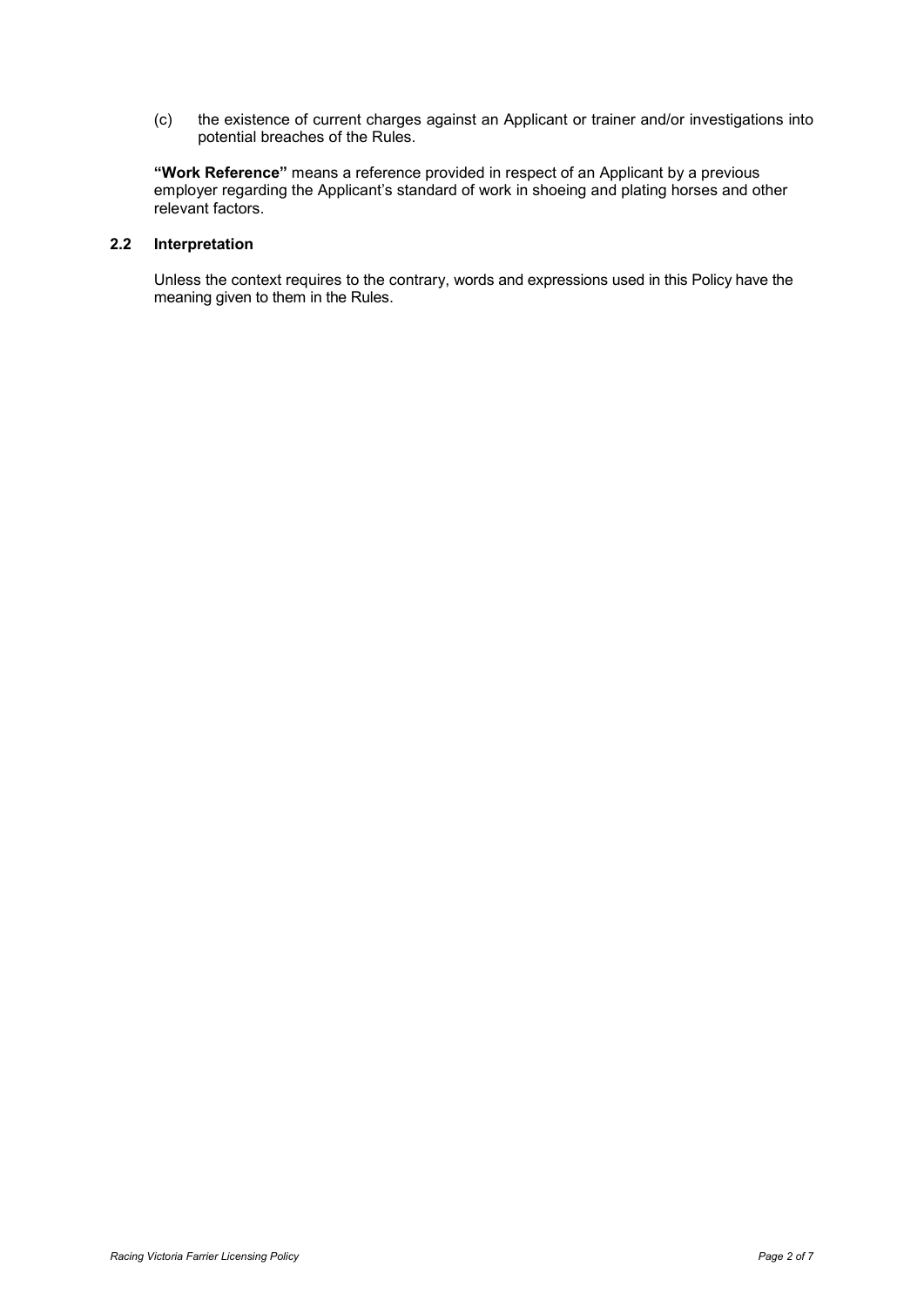(c) the existence of current charges against an Applicant or trainer and/or investigations into potential breaches of the Rules.

**"Work Reference"** means a reference provided in respect of an Applicant by a previous employer regarding the Applicant's standard of work in shoeing and plating horses and other relevant factors.

### 2.2 Interpretation

Unless the context requires to the contrary, words and expressions used in this Policy have the meaning given to them in the Rules.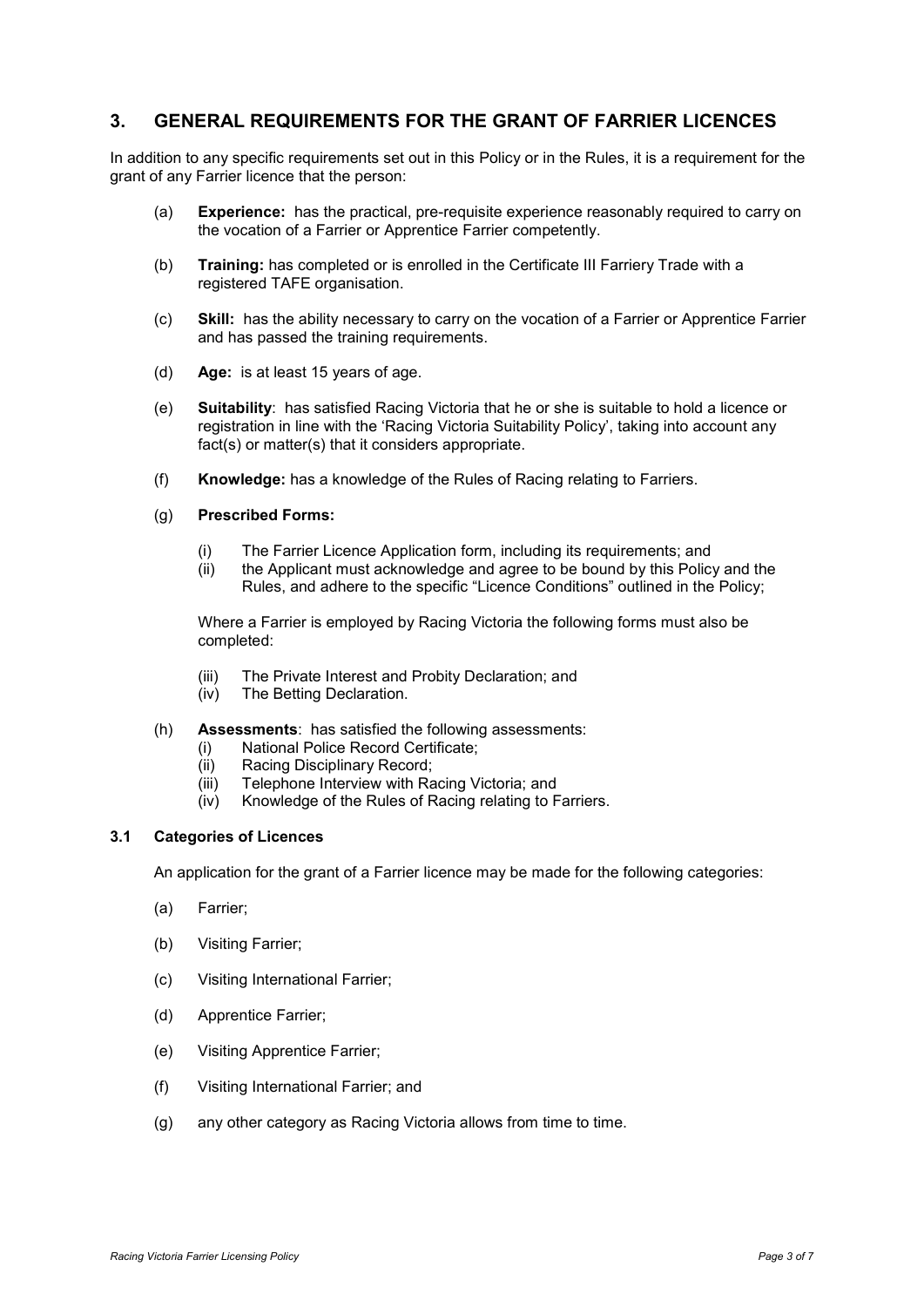## 3. GENERAL REQUIREMENTS FOR THE GRANT OF FARRIER LICENCES

In addition to any specific requirements set out in this Policy or in the Rules, it is a requirement for the grant of any Farrier licence that the person:

(a) **Experience:** has the practical, pre-requisite experience reasonably required to carry on the vocation of a Farrier or Apprentice Farrier competently.

(b) **Training:** has completed or is enrolled in the Certificate III Farriery Trade with a registered TAFE organisation.

(c) **Skill:** has the ability necessary to carry on the vocation of a Farrier or Apprentice Farrier and has passed the training requirements.

(d) **Age:** is at least 15 years of age.

(e) **Suitability**: has satisfied Racing Victoria that he or she is suitable to hold a licence or registration in line with the 'Racing Victoria Suitability Policy', taking into account any fact(s) or matter(s) that it considers appropriate.

(f) **Knowledge:** has a knowledge of the Rules of Racing relating to Farriers.

(g) **Prescribed Forms:**

(i) The Farrier Licence Application form, including its requirements; and
(ii) the Applicant must acknowledge and agree to be bound by this Policy and the Rules, and adhere to the specific "Licence Conditions" outlined in the Policy;

Where a Farrier is employed by Racing Victoria the following forms must also be completed:

(iii) The Private Interest and Probity Declaration; and
(iv) The Betting Declaration.

(h) **Assessments**: has satisfied the following assessments:
(i) National Police Record Certificate;
(ii) Racing Disciplinary Record;
(iii) Telephone Interview with Racing Victoria; and
(iv) Knowledge of the Rules of Racing relating to Farriers.

### 3.1 Categories of Licences

An application for the grant of a Farrier licence may be made for the following categories:

(a) Farrier;

(b) Visiting Farrier;

(c) Visiting International Farrier;

(d) Apprentice Farrier;

(e) Visiting Apprentice Farrier;

(f) Visiting International Farrier; and

(g) any other category as Racing Victoria allows from time to time.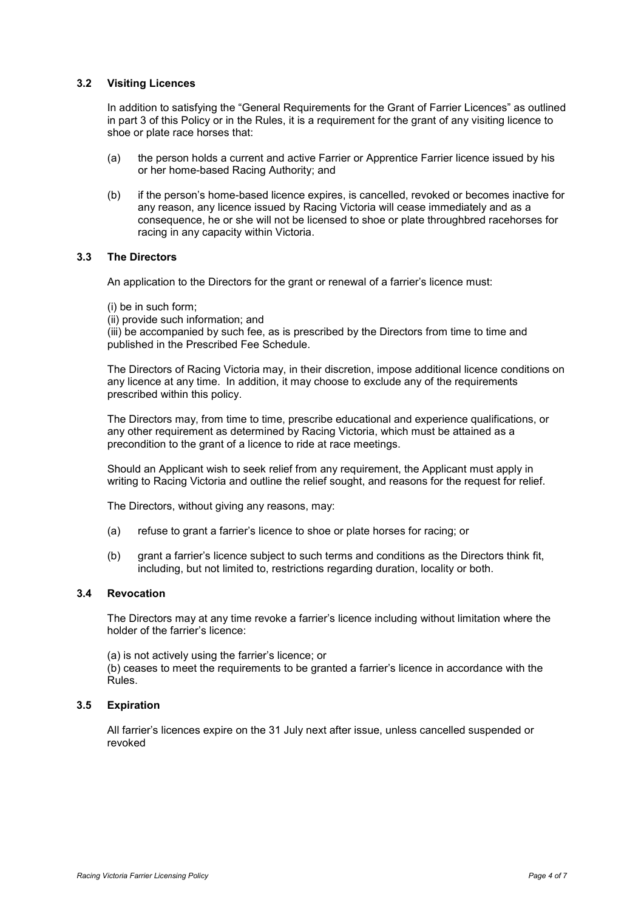### 3.2 Visiting Licences

In addition to satisfying the "General Requirements for the Grant of Farrier Licences" as outlined in part 3 of this Policy or in the Rules, it is a requirement for the grant of any visiting licence to shoe or plate race horses that:

(a) the person holds a current and active Farrier or Apprentice Farrier licence issued by his or her home-based Racing Authority; and

(b) if the person's home-based licence expires, is cancelled, revoked or becomes inactive for any reason, any licence issued by Racing Victoria will cease immediately and as a consequence, he or she will not be licensed to shoe or plate throughbred racehorses for racing in any capacity within Victoria.

### 3.3 The Directors

An application to the Directors for the grant or renewal of a farrier's licence must:

(i) be in such form;
(ii) provide such information; and
(iii) be accompanied by such fee, as is prescribed by the Directors from time to time and published in the Prescribed Fee Schedule.

The Directors of Racing Victoria may, in their discretion, impose additional licence conditions on any licence at any time. In addition, it may choose to exclude any of the requirements prescribed within this policy.

The Directors may, from time to time, prescribe educational and experience qualifications, or any other requirement as determined by Racing Victoria, which must be attained as a precondition to the grant of a licence to ride at race meetings.

Should an Applicant wish to seek relief from any requirement, the Applicant must apply in writing to Racing Victoria and outline the relief sought, and reasons for the request for relief.

The Directors, without giving any reasons, may:

(a) refuse to grant a farrier's licence to shoe or plate horses for racing; or

(b) grant a farrier's licence subject to such terms and conditions as the Directors think fit, including, but not limited to, restrictions regarding duration, locality or both.

### 3.4 Revocation

The Directors may at any time revoke a farrier's licence including without limitation where the holder of the farrier's licence:

(a) is not actively using the farrier's licence; or
(b) ceases to meet the requirements to be granted a farrier's licence in accordance with the Rules.

### 3.5 Expiration

All farrier's licences expire on the 31 July next after issue, unless cancelled suspended or revoked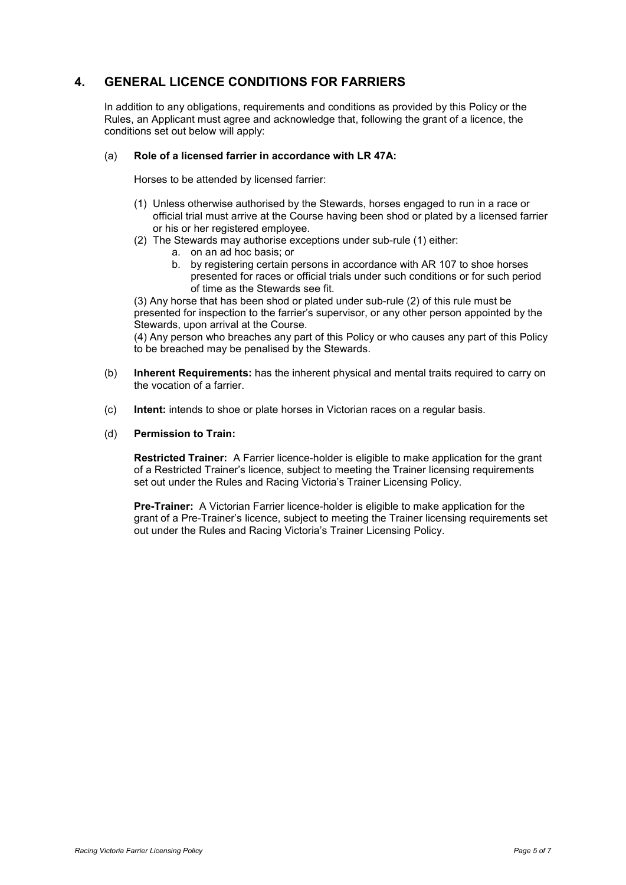## 4. GENERAL LICENCE CONDITIONS FOR FARRIERS

In addition to any obligations, requirements and conditions as provided by this Policy or the Rules, an Applicant must agree and acknowledge that, following the grant of a licence, the conditions set out below will apply:

(a) **Role of a licensed farrier in accordance with LR 47A:**

Horses to be attended by licensed farrier:

(1) Unless otherwise authorised by the Stewards, horses engaged to run in a race or official trial must arrive at the Course having been shod or plated by a licensed farrier or his or her registered employee.

(2) The Stewards may authorise exceptions under sub-rule (1) either:

  a. on an ad hoc basis; or
  b. by registering certain persons in accordance with AR 107 to shoe horses presented for races or official trials under such conditions or for such period of time as the Stewards see fit.

(3) Any horse that has been shod or plated under sub-rule (2) of this rule must be presented for inspection to the farrier's supervisor, or any other person appointed by the Stewards, upon arrival at the Course.

(4) Any person who breaches any part of this Policy or who causes any part of this Policy to be breached may be penalised by the Stewards.

(b) **Inherent Requirements:** has the inherent physical and mental traits required to carry on the vocation of a farrier.

(c) **Intent:** intends to shoe or plate horses in Victorian races on a regular basis.

(d) **Permission to Train:**

**Restricted Trainer:** A Farrier licence-holder is eligible to make application for the grant of a Restricted Trainer's licence, subject to meeting the Trainer licensing requirements set out under the Rules and Racing Victoria's Trainer Licensing Policy.

**Pre-Trainer:** A Victorian Farrier licence-holder is eligible to make application for the grant of a Pre-Trainer's licence, subject to meeting the Trainer licensing requirements set out under the Rules and Racing Victoria's Trainer Licensing Policy.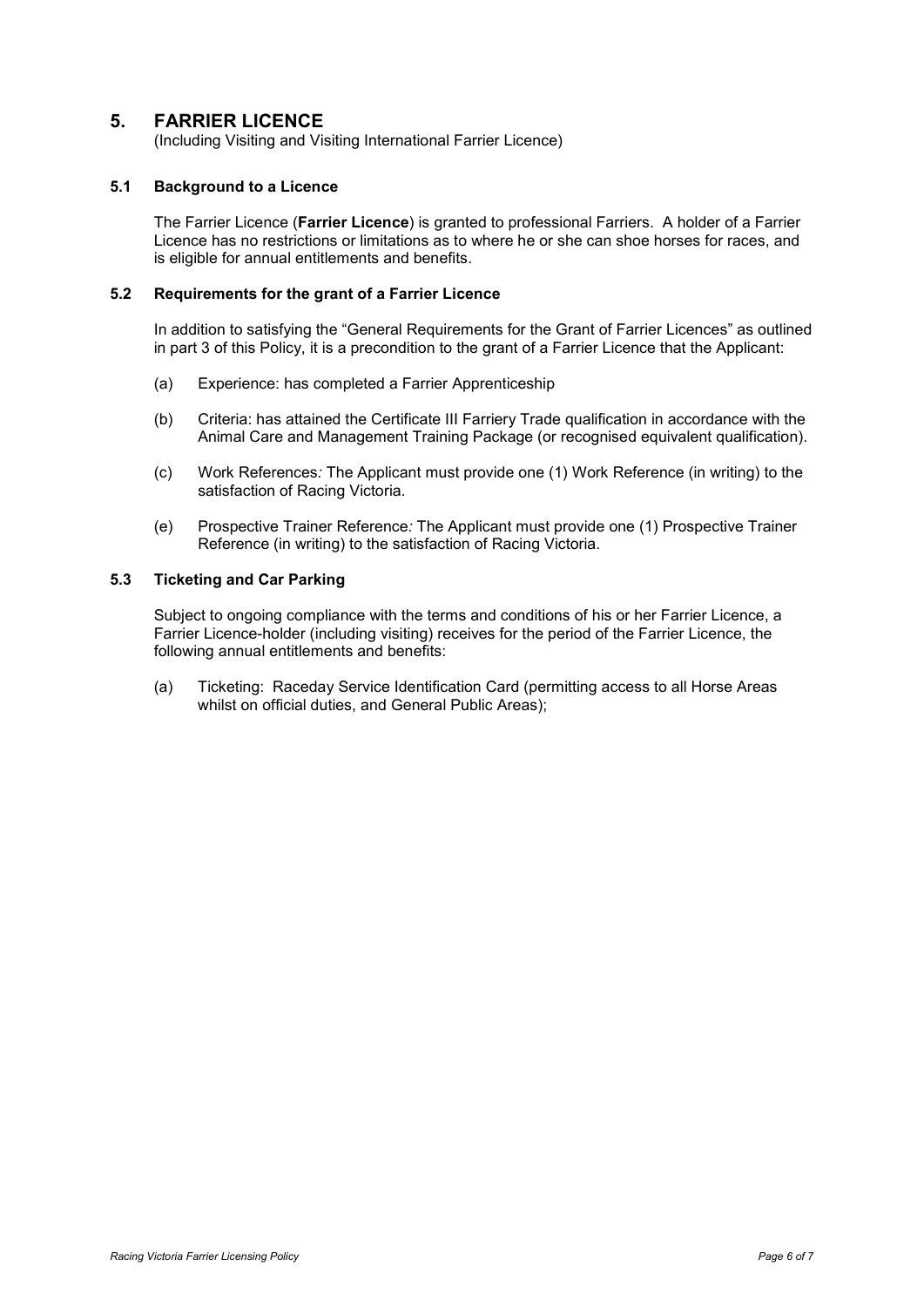## 5. FARRIER LICENCE

(Including Visiting and Visiting International Farrier Licence)

### 5.1 Background to a Licence

The Farrier Licence (**Farrier Licence**) is granted to professional Farriers. A holder of a Farrier Licence has no restrictions or limitations as to where he or she can shoe horses for races, and is eligible for annual entitlements and benefits.

### 5.2 Requirements for the grant of a Farrier Licence

In addition to satisfying the "General Requirements for the Grant of Farrier Licences" as outlined in part 3 of this Policy, it is a precondition to the grant of a Farrier Licence that the Applicant:

(a) Experience: has completed a Farrier Apprenticeship

(b) Criteria: has attained the Certificate III Farriery Trade qualification in accordance with the Animal Care and Management Training Package (or recognised equivalent qualification).

(c) Work References*:* The Applicant must provide one (1) Work Reference (in writing) to the satisfaction of Racing Victoria.

(e) Prospective Trainer Reference*:* The Applicant must provide one (1) Prospective Trainer Reference (in writing) to the satisfaction of Racing Victoria.

### 5.3 Ticketing and Car Parking

Subject to ongoing compliance with the terms and conditions of his or her Farrier Licence, a Farrier Licence-holder (including visiting) receives for the period of the Farrier Licence, the following annual entitlements and benefits:

(a) Ticketing: Raceday Service Identification Card (permitting access to all Horse Areas whilst on official duties, and General Public Areas);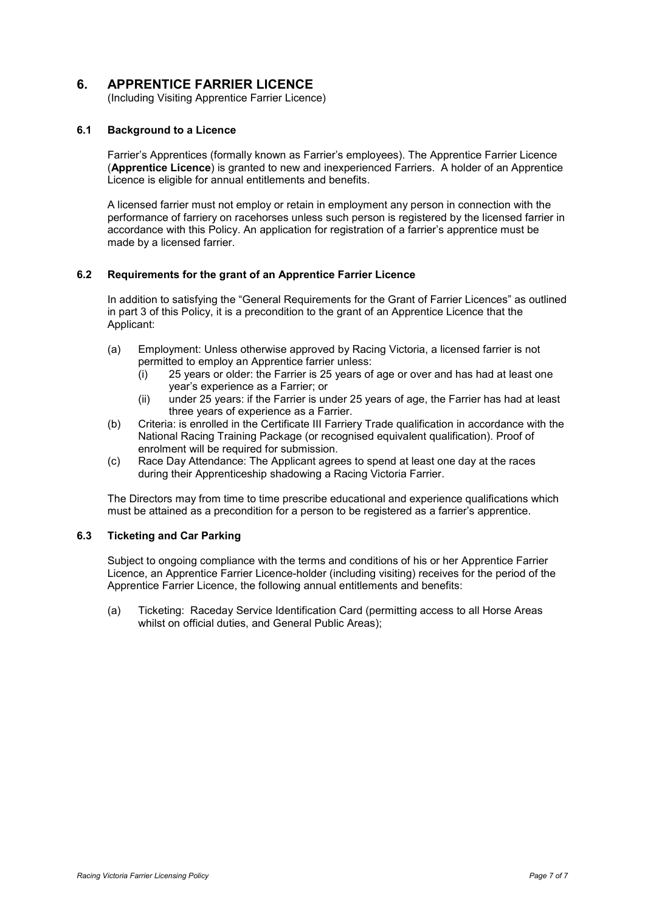## 6. APPRENTICE FARRIER LICENCE

(Including Visiting Apprentice Farrier Licence)

### 6.1 Background to a Licence

Farrier's Apprentices (formally known as Farrier's employees). The Apprentice Farrier Licence (**Apprentice Licence**) is granted to new and inexperienced Farriers. A holder of an Apprentice Licence is eligible for annual entitlements and benefits.

A licensed farrier must not employ or retain in employment any person in connection with the performance of farriery on racehorses unless such person is registered by the licensed farrier in accordance with this Policy. An application for registration of a farrier's apprentice must be made by a licensed farrier.

### 6.2 Requirements for the grant of an Apprentice Farrier Licence

In addition to satisfying the "General Requirements for the Grant of Farrier Licences" as outlined in part 3 of this Policy, it is a precondition to the grant of an Apprentice Licence that the Applicant:

(a) Employment: Unless otherwise approved by Racing Victoria, a licensed farrier is not permitted to employ an Apprentice farrier unless:
   (i) 25 years or older: the Farrier is 25 years of age or over and has had at least one year's experience as a Farrier; or
   (ii) under 25 years: if the Farrier is under 25 years of age, the Farrier has had at least three years of experience as a Farrier.

(b) Criteria: is enrolled in the Certificate III Farriery Trade qualification in accordance with the National Racing Training Package (or recognised equivalent qualification). Proof of enrolment will be required for submission.

(c) Race Day Attendance: The Applicant agrees to spend at least one day at the races during their Apprenticeship shadowing a Racing Victoria Farrier.

The Directors may from time to time prescribe educational and experience qualifications which must be attained as a precondition for a person to be registered as a farrier's apprentice.

### 6.3 Ticketing and Car Parking

Subject to ongoing compliance with the terms and conditions of his or her Apprentice Farrier Licence, an Apprentice Farrier Licence-holder (including visiting) receives for the period of the Apprentice Farrier Licence, the following annual entitlements and benefits:

(a) Ticketing: Raceday Service Identification Card (permitting access to all Horse Areas whilst on official duties, and General Public Areas);